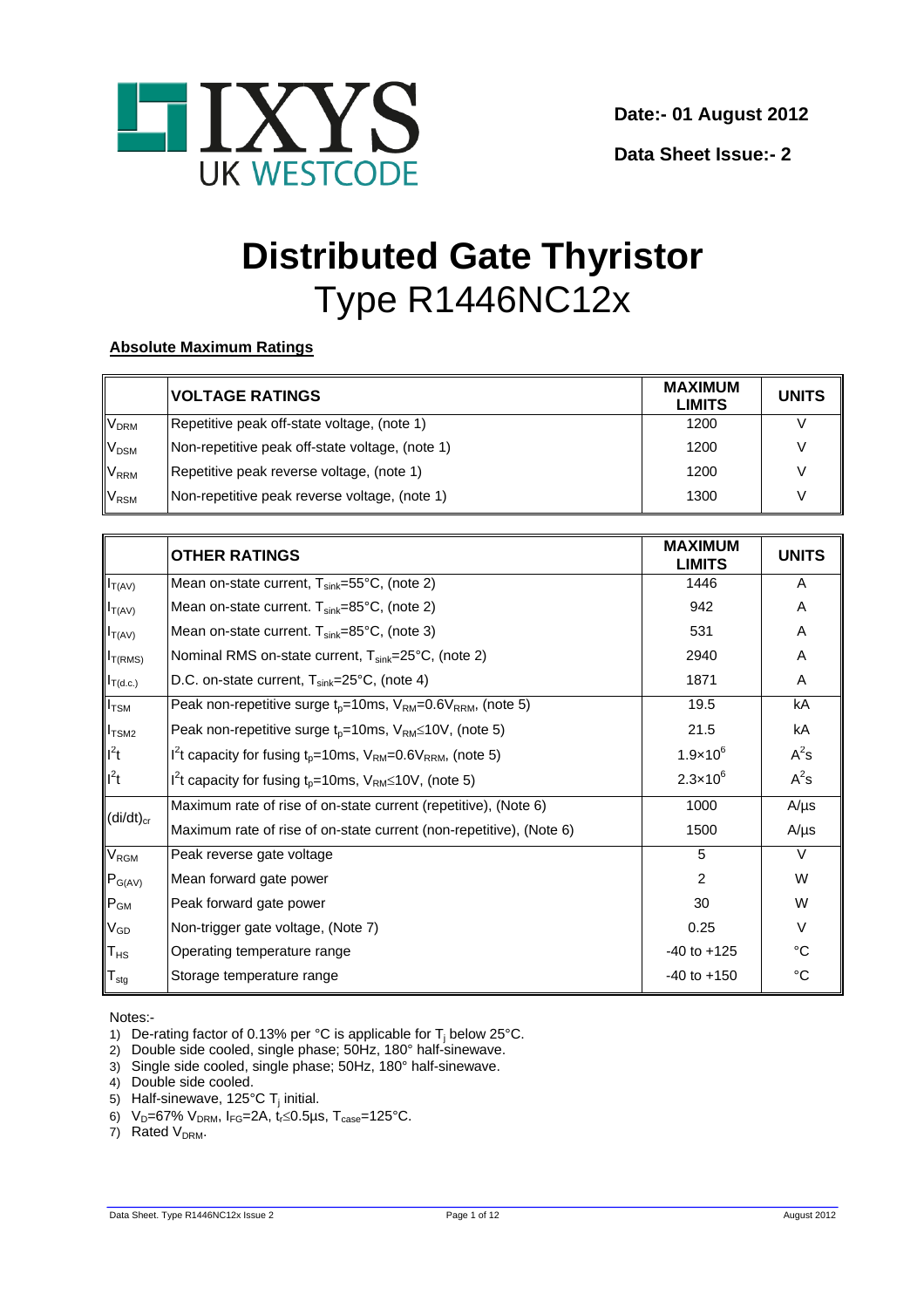IXYS UK WESTCODE

**Date:- 01 August 2012**

**Data Sheet Issue:- 2**

# Distributed Gate Thyristor

## Type R1446NC12x

**Absolute Maximum Ratings**

| | **VOLTAGE RATINGS** | **MAXIMUM LIMITS** | **UNITS** |
|---|---|---|---|
| $V_{DRM}$ | Repetitive peak off-state voltage, (note 1) | 1200 | V |
| $V_{DSM}$ | Non-repetitive peak off-state voltage, (note 1) | 1200 | V |
| $V_{RRM}$ | Repetitive peak reverse voltage, (note 1) | 1200 | V |
| $V_{RSM}$ | Non-repetitive peak reverse voltage, (note 1) | 1300 | V |

| | **OTHER RATINGS** | **MAXIMUM LIMITS** | **UNITS** |
|---|---|---|---|
| $I_{T(AV)}$ | Mean on-state current, $T_{sink}$=55°C, (note 2) | 1446 | A |
| $I_{T(AV)}$ | Mean on-state current. $T_{sink}$=85°C, (note 2) | 942 | A |
| $I_{T(AV)}$ | Mean on-state current. $T_{sink}$=85°C, (note 3) | 531 | A |
| $I_{T(RMS)}$ | Nominal RMS on-state current, $T_{sink}$=25°C, (note 2) | 2940 | A |
| $I_{T(d.c.)}$ | D.C. on-state current, $T_{sink}$=25°C, (note 4) | 1871 | A |
| $I_{TSM}$ | Peak non-repetitive surge $t_p$=10ms, $V_{RM}$=0.6$V_{RRM}$, (note 5) | 19.5 | kA |
| $I_{TSM2}$ | Peak non-repetitive surge $t_p$=10ms, $V_{RM}$≤10V, (note 5) | 21.5 | kA |
| $I^2t$ | $I^2t$ capacity for fusing $t_p$=10ms, $V_{RM}$=0.6$V_{RRM}$, (note 5) | $1.9\times10^6$ | $A^2s$ |
| $I^2t$ | $I^2t$ capacity for fusing $t_p$=10ms, $V_{RM}$≤10V, (note 5) | $2.3\times10^6$ | $A^2s$ |
| $(di/dt)_{cr}$ | Maximum rate of rise of on-state current (repetitive), (Note 6) | 1000 | A/µs |
| | Maximum rate of rise of on-state current (non-repetitive), (Note 6) | 1500 | A/µs |
| $V_{RGM}$ | Peak reverse gate voltage | 5 | V |
| $P_{G(AV)}$ | Mean forward gate power | 2 | W |
| $P_{GM}$ | Peak forward gate power | 30 | W |
| $V_{GD}$ | Non-trigger gate voltage, (Note 7) | 0.25 | V |
| $T_{HS}$ | Operating temperature range | -40 to +125 | °C |
| $T_{stg}$ | Storage temperature range | -40 to +150 | °C |

Notes:-

1) De-rating factor of 0.13% per °C is applicable for $T_j$ below 25°C.
2) Double side cooled, single phase; 50Hz, 180° half-sinewave.
3) Single side cooled, single phase; 50Hz, 180° half-sinewave.
4) Double side cooled.
5) Half-sinewave, 125°C $T_j$ initial.
6) $V_D$=67% $V_{DRM}$, $I_{FG}$=2A, $t_r$≤0.5µs, $T_{case}$=125°C.
7) Rated $V_{DRM}$.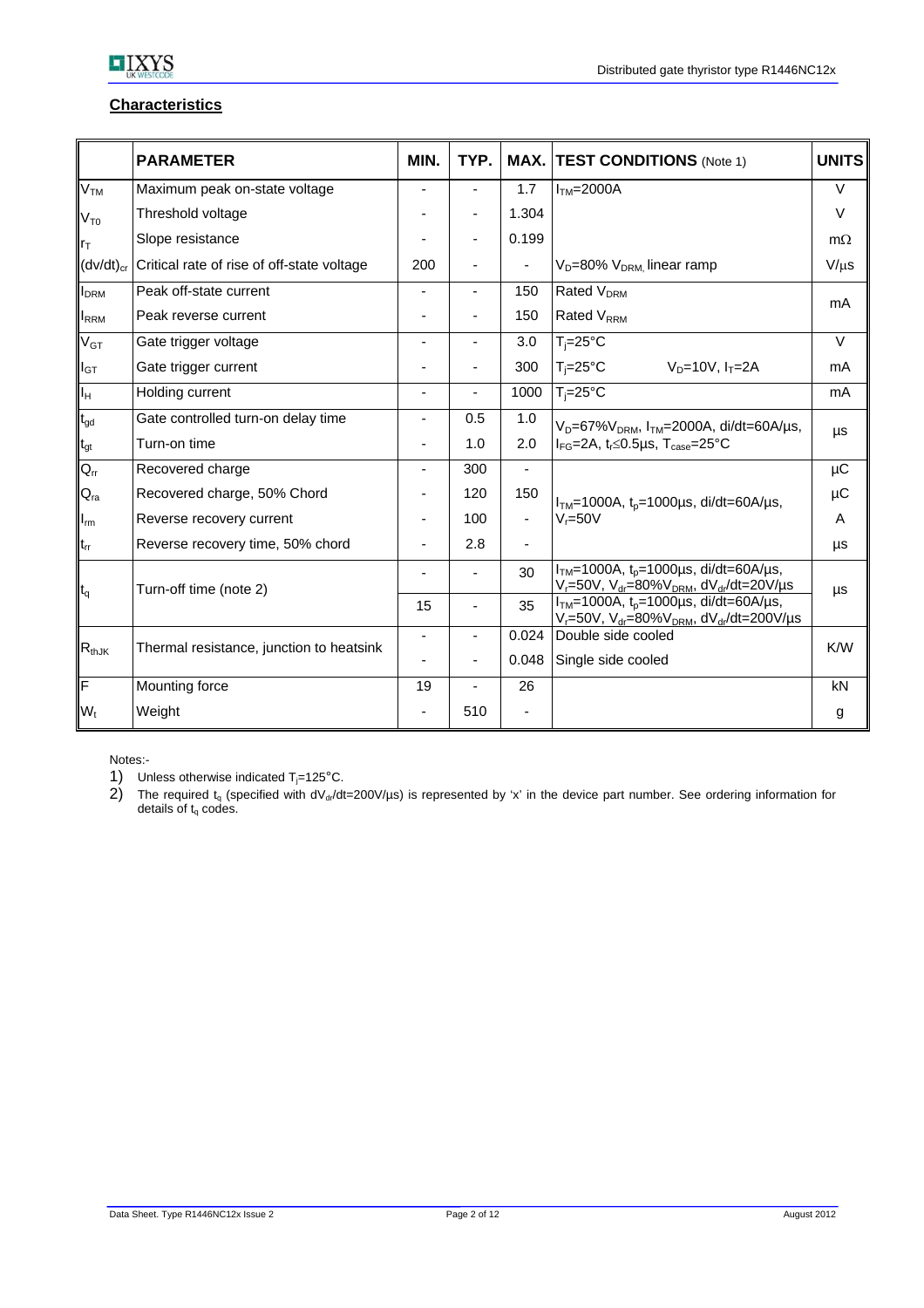## Characteristics

| | PARAMETER | MIN. | TYP. | MAX. | TEST CONDITIONS (Note 1) | UNITS |
|---|---|---|---|---|---|---|
| $V_{TM}$ | Maximum peak on-state voltage | - | - | 1.7 | $I_{TM}$=2000A | V |
| $V_{T0}$ | Threshold voltage | - | - | 1.304 | | V |
| $r_T$ | Slope resistance | - | - | 0.199 | | mΩ |
| $(dv/dt)_{cr}$ | Critical rate of rise of off-state voltage | 200 | - | - | $V_D$=80% $V_{DRM,}$ linear ramp | V/μs |
| $I_{DRM}$ | Peak off-state current | - | - | 150 | Rated $V_{DRM}$ | mA |
| $I_{RRM}$ | Peak reverse current | - | - | 150 | Rated $V_{RRM}$ | mA |
| $V_{GT}$ | Gate trigger voltage | - | - | 3.0 | $T_j$=25°C | V |
| $I_{GT}$ | Gate trigger current | - | - | 300 | $T_j$=25°C $V_D$=10V, $I_T$=2A | mA |
| $I_H$ | Holding current | - | - | 1000 | $T_j$=25°C | mA |
| $t_{gd}$ | Gate controlled turn-on delay time | - | 0.5 | 1.0 | $V_D$=67%$V_{DRM}$, $I_{TM}$=2000A, di/dt=60A/μs, $I_{FG}$=2A, $t_r$≤0.5μs, $T_{case}$=25°C | μs |
| $t_{gt}$ | Turn-on time | - | 1.0 | 2.0 | | μs |
| $Q_{rr}$ | Recovered charge | - | 300 | - | $I_{TM}$=1000A, $t_p$=1000μs, di/dt=60A/μs, $V_r$=50V | μC |
| $Q_{ra}$ | Recovered charge, 50% Chord | - | 120 | 150 | | μC |
| $I_{rm}$ | Reverse recovery current | - | 100 | - | | A |
| $t_{rr}$ | Reverse recovery time, 50% chord | - | 2.8 | - | | μs |
| $t_q$ | Turn-off time (note 2) | - | - | 30 | $I_{TM}$=1000A, $t_p$=1000μs, di/dt=60A/μs, $V_r$=50V, $V_{dr}$=80%$V_{DRM}$, $dV_{dr}$/dt=20V/μs | μs |
| | | 15 | - | 35 | $I_{TM}$=1000A, $t_p$=1000μs, di/dt=60A/μs, $V_r$=50V, $V_{dr}$=80%$V_{DRM}$, $dV_{dr}$/dt=200V/μs | μs |
| $R_{thJK}$ | Thermal resistance, junction to heatsink | - | - | 0.024 | Double side cooled | K/W |
| | | - | - | 0.048 | Single side cooled | K/W |
| F | Mounting force | 19 | - | 26 | | kN |
| $W_t$ | Weight | - | 510 | - | | g |

Notes:-

1) Unless otherwise indicated $T_j$=125°C.
2) The required $t_q$ (specified with $dV_{dr}$/dt=200V/μs) is represented by 'x' in the device part number. See ordering information for details of $t_q$ codes.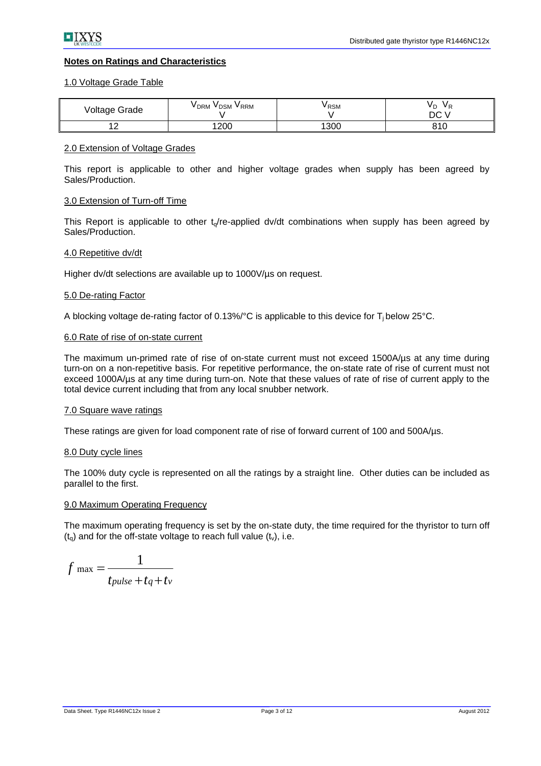## Notes on Ratings and Characteristics

### 1.0 Voltage Grade Table

| Voltage Grade | $V_{DRM}$ $V_{DSM}$ $V_{RRM}$ V | $V_{RSM}$ V | $V_D$ $V_R$ DC V |
|---|---|---|---|
| 12 | 1200 | 1300 | 810 |

### 2.0 Extension of Voltage Grades

This report is applicable to other and higher voltage grades when supply has been agreed by Sales/Production.

### 3.0 Extension of Turn-off Time

This Report is applicable to other $t_q$/re-applied dv/dt combinations when supply has been agreed by Sales/Production.

### 4.0 Repetitive dv/dt

Higher dv/dt selections are available up to 1000V/µs on request.

### 5.0 De-rating Factor

A blocking voltage de-rating factor of 0.13%/°C is applicable to this device for $T_j$ below 25°C.

### 6.0 Rate of rise of on-state current

The maximum un-primed rate of rise of on-state current must not exceed 1500A/µs at any time during turn-on on a non-repetitive basis. For repetitive performance, the on-state rate of rise of current must not exceed 1000A/µs at any time during turn-on. Note that these values of rate of rise of current apply to the total device current including that from any local snubber network.

### 7.0 Square wave ratings

These ratings are given for load component rate of rise of forward current of 100 and 500A/µs.

### 8.0 Duty cycle lines

The 100% duty cycle is represented on all the ratings by a straight line. Other duties can be included as parallel to the first.

### 9.0 Maximum Operating Frequency

The maximum operating frequency is set by the on-state duty, the time required for the thyristor to turn off ($t_q$) and for the off-state voltage to reach full value ($t_v$), i.e.

$$f_{\max} = \frac{1}{t_{pulse} + t_q + t_v}$$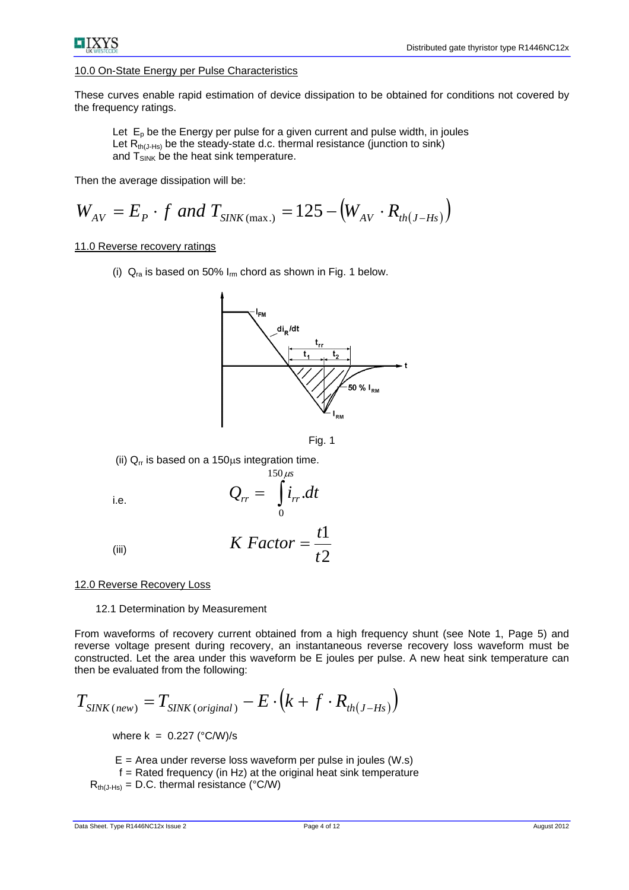## 10.0 On-State Energy per Pulse Characteristics

These curves enable rapid estimation of device dissipation to be obtained for conditions not covered by the frequency ratings.

Let $E_p$ be the Energy per pulse for a given current and pulse width, in joules
Let $R_{th(J-Hs)}$ be the steady-state d.c. thermal resistance (junction to sink)
and $T_{SINK}$ be the heat sink temperature.

Then the average dissipation will be:

$$W_{AV} = E_P \cdot f \ and \ T_{SINK(\max.)} = 125 - \left(W_{AV} \cdot R_{th(J-Hs)}\right)$$

## 11.0 Reverse recovery ratings

(i) $Q_{ra}$ is based on 50% $I_{rm}$ chord as shown in Fig. 1 below.

Fig. 1

(ii) $Q_{rr}$ is based on a 150μs integration time.

i.e.

$$Q_{rr} = \int_{0}^{150\mu s} i_{rr}.dt$$

(iii)

$$K \ Factor = \frac{t1}{t2}$$

## 12.0 Reverse Recovery Loss

### 12.1 Determination by Measurement

From waveforms of recovery current obtained from a high frequency shunt (see Note 1, Page 5) and reverse voltage present during recovery, an instantaneous reverse recovery loss waveform must be constructed. Let the area under this waveform be E joules per pulse. A new heat sink temperature can then be evaluated from the following:

$$T_{SINK(new)} = T_{SINK(original)} - E \cdot \left(k + f \cdot R_{th(J-Hs)}\right)$$

where k = 0.227 (°C/W)/s

E = Area under reverse loss waveform per pulse in joules (W.s)
f = Rated frequency (in Hz) at the original heat sink temperature
$R_{th(J-Hs)}$ = D.C. thermal resistance (°C/W)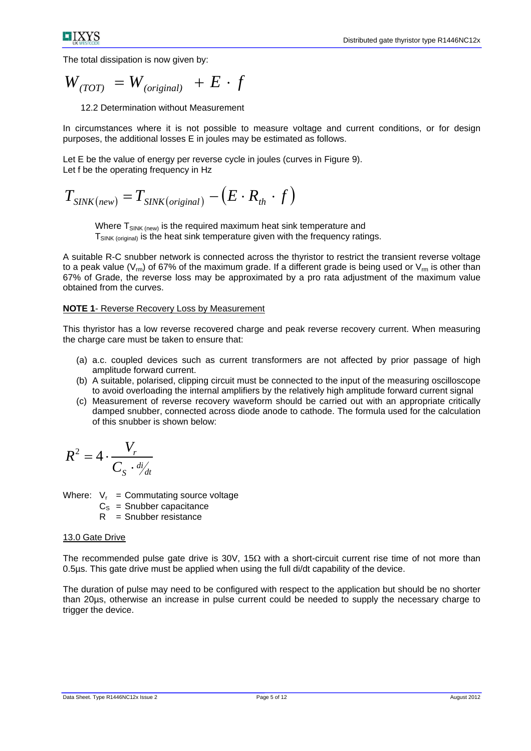The total dissipation is now given by:

$$W_{(TOT)} = W_{(original)} + E \cdot f$$

### 12.2 Determination without Measurement

In circumstances where it is not possible to measure voltage and current conditions, or for design purposes, the additional losses E in joules may be estimated as follows.

Let E be the value of energy per reverse cycle in joules (curves in Figure 9).
Let f be the operating frequency in Hz

$$T_{SINK(new)} = T_{SINK(original)} - \left(E \cdot R_{th} \cdot f\right)$$

Where $T_{SINK\ (new)}$ is the required maximum heat sink temperature and
$T_{SINK\ (original)}$ is the heat sink temperature given with the frequency ratings.

A suitable R-C snubber network is connected across the thyristor to restrict the transient reverse voltage to a peak value ($V_{rm}$) of 67% of the maximum grade. If a different grade is being used or $V_{rm}$ is other than 67% of Grade, the reverse loss may be approximated by a pro rata adjustment of the maximum value obtained from the curves.

**NOTE 1**- Reverse Recovery Loss by Measurement

This thyristor has a low reverse recovered charge and peak reverse recovery current. When measuring the charge care must be taken to ensure that:

(a) a.c. coupled devices such as current transformers are not affected by prior passage of high amplitude forward current.
(b) A suitable, polarised, clipping circuit must be connected to the input of the measuring oscilloscope to avoid overloading the internal amplifiers by the relatively high amplitude forward current signal
(c) Measurement of reverse recovery waveform should be carried out with an appropriate critically damped snubber, connected across diode anode to cathode. The formula used for the calculation of this snubber is shown below:

$$R^2 = 4 \cdot \frac{V_r}{C_S \cdot {di}/{dt}}$$

Where: $V_r$ = Commutating source voltage
$C_S$ = Snubber capacitance
$R$ = Snubber resistance

## 13.0 Gate Drive

The recommended pulse gate drive is 30V, 15Ω with a short-circuit current rise time of not more than 0.5µs. This gate drive must be applied when using the full di/dt capability of the device.

The duration of pulse may need to be configured with respect to the application but should be no shorter than 20µs, otherwise an increase in pulse current could be needed to supply the necessary charge to trigger the device.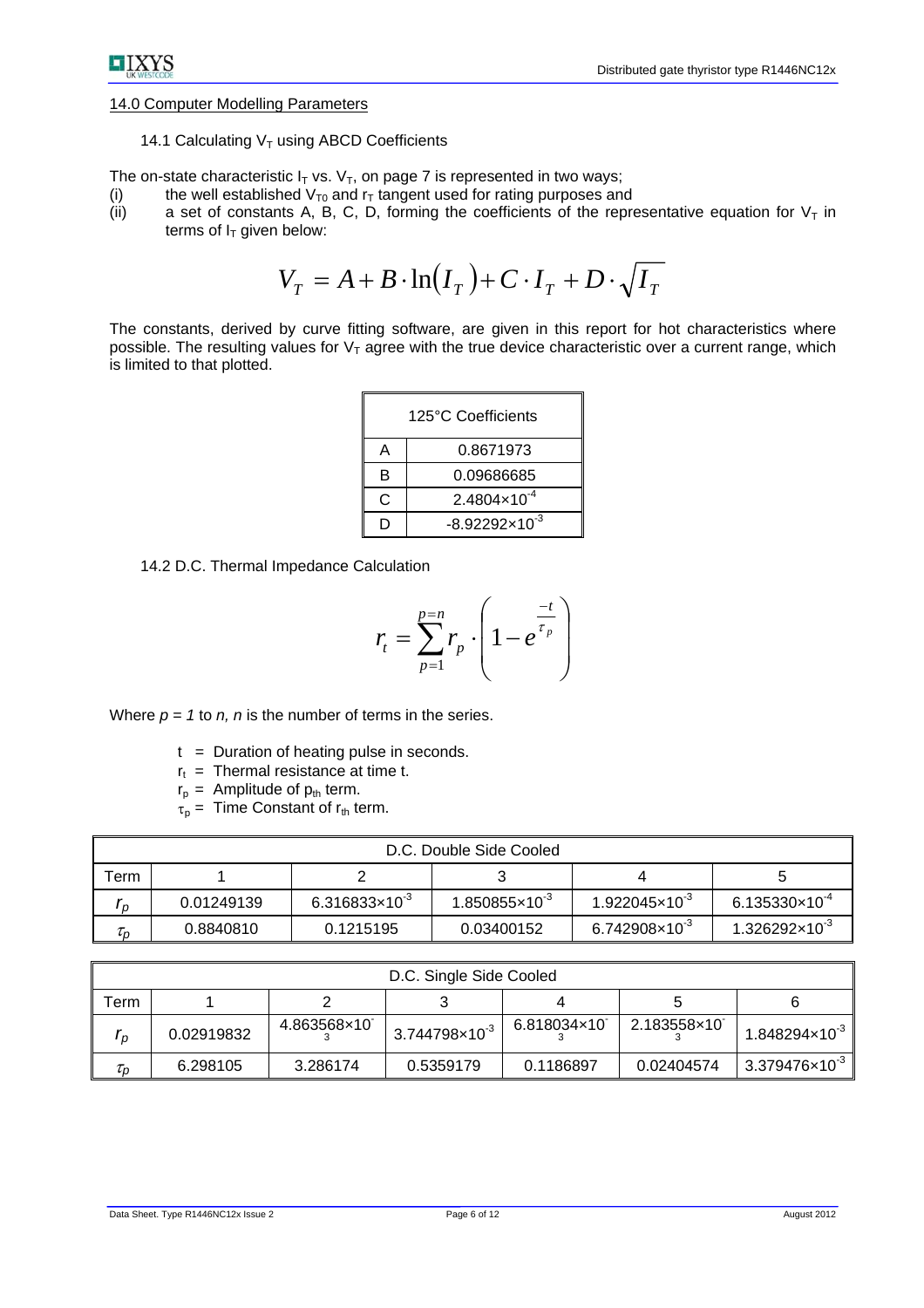## 14.0 Computer Modelling Parameters

### 14.1 Calculating $V_T$ using ABCD Coefficients

The on-state characteristic $I_T$ vs. $V_T$, on page 7 is represented in two ways;

(i) the well established $V_{T0}$ and $r_T$ tangent used for rating purposes and

(ii) a set of constants A, B, C, D, forming the coefficients of the representative equation for $V_T$ in terms of $I_T$ given below:

$$V_T = A + B \cdot \ln(I_T) + C \cdot I_T + D \cdot \sqrt{I_T}$$

The constants, derived by curve fitting software, are given in this report for hot characteristics where possible. The resulting values for $V_T$ agree with the true device characteristic over a current range, which is limited to that plotted.

| 125°C Coefficients | |
|---|---|
| A | 0.8671973 |
| B | 0.09686685 |
| C | $2.4804\times10^{-4}$ |
| D | $-8.92292\times10^{-3}$ |

### 14.2 D.C. Thermal Impedance Calculation

$$r_t = \sum_{p=1}^{p=n} r_p \cdot \left(1 - e^{\frac{-t}{\tau_p}}\right)$$

Where *p = 1* to *n, n* is the number of terms in the series.

- t = Duration of heating pulse in seconds.
- $r_t$ = Thermal resistance at time t.
- $r_p$ = Amplitude of $p_{th}$ term.
- $\tau_p$ = Time Constant of $r_{th}$ term.

| D.C. Double Side Cooled | | | | | |
|---|---|---|---|---|---|
| Term | 1 | 2 | 3 | 4 | 5 |
| $r_p$ | 0.01249139 | $6.316833\times10^{-3}$ | $1.850855\times10^{-3}$ | $1.922045\times10^{-3}$ | $6.135330\times10^{-4}$ |
| $\tau_p$ | 0.8840810 | 0.1215195 | 0.03400152 | $6.742908\times10^{-3}$ | $1.326292\times10^{-3}$ |

| D.C. Single Side Cooled | | | | | | |
|---|---|---|---|---|---|---|
| Term | 1 | 2 | 3 | 4 | 5 | 6 |
| $r_p$ | 0.02919832 | $4.863568\times10^{-3}$ | $3.744798\times10^{-3}$ | $6.818034\times10^{-3}$ | $2.183558\times10^{-3}$ | $1.848294\times10^{-3}$ |
| $\tau_p$ | 6.298105 | 3.286174 | 0.5359179 | 0.1186897 | 0.02404574 | $3.379476\times10^{-3}$ |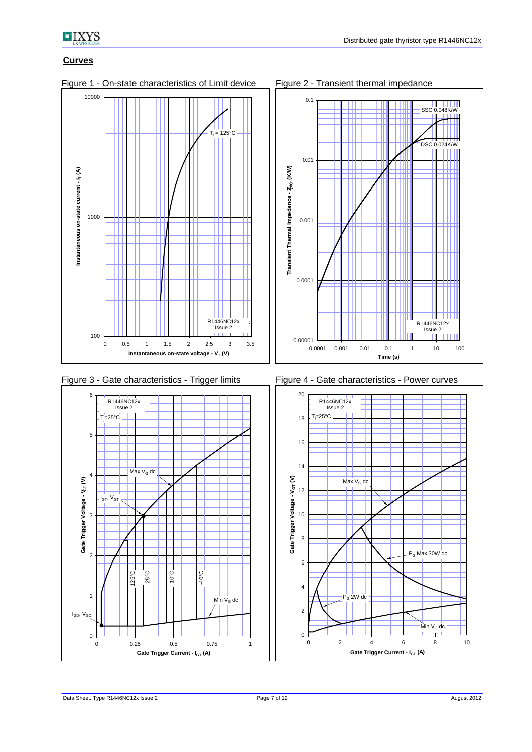## Curves

Figure 1 - On-state characteristics of Limit device

Figure 2 - Transient thermal impedance

Figure 3 - Gate characteristics - Trigger limits

Figure 4 - Gate characteristics - Power curves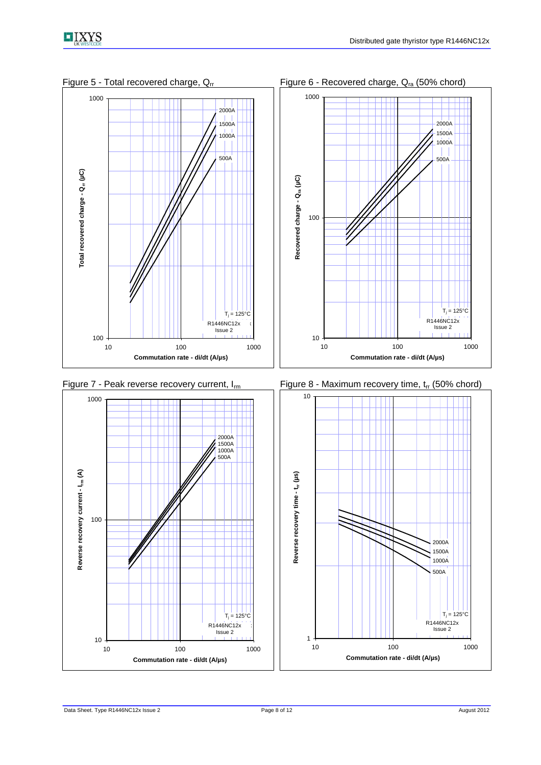Figure 5 - Total recovered charge, $Q_{rr}$

Figure 6 - Recovered charge, $Q_{ra}$ (50% chord)

Figure 7 - Peak reverse recovery current, $I_{rm}$

Figure 8 - Maximum recovery time, $t_{rr}$ (50% chord)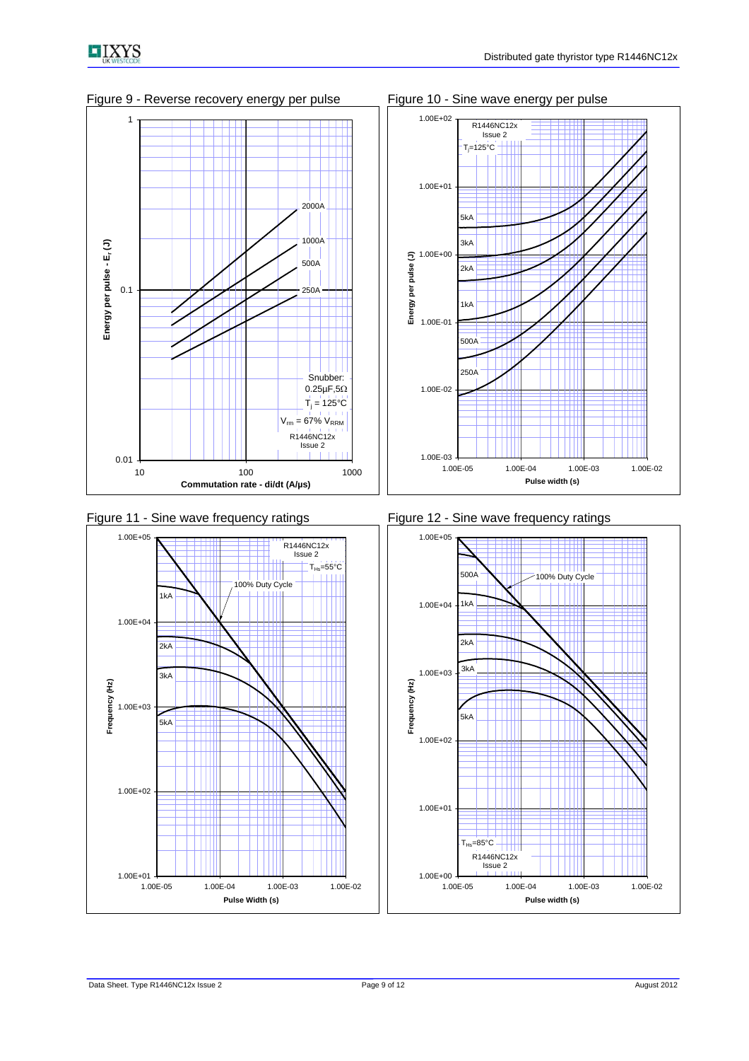Figure 9 - Reverse recovery energy per pulse

Figure 10 - Sine wave energy per pulse

Figure 11 - Sine wave frequency ratings

Figure 12 - Sine wave frequency ratings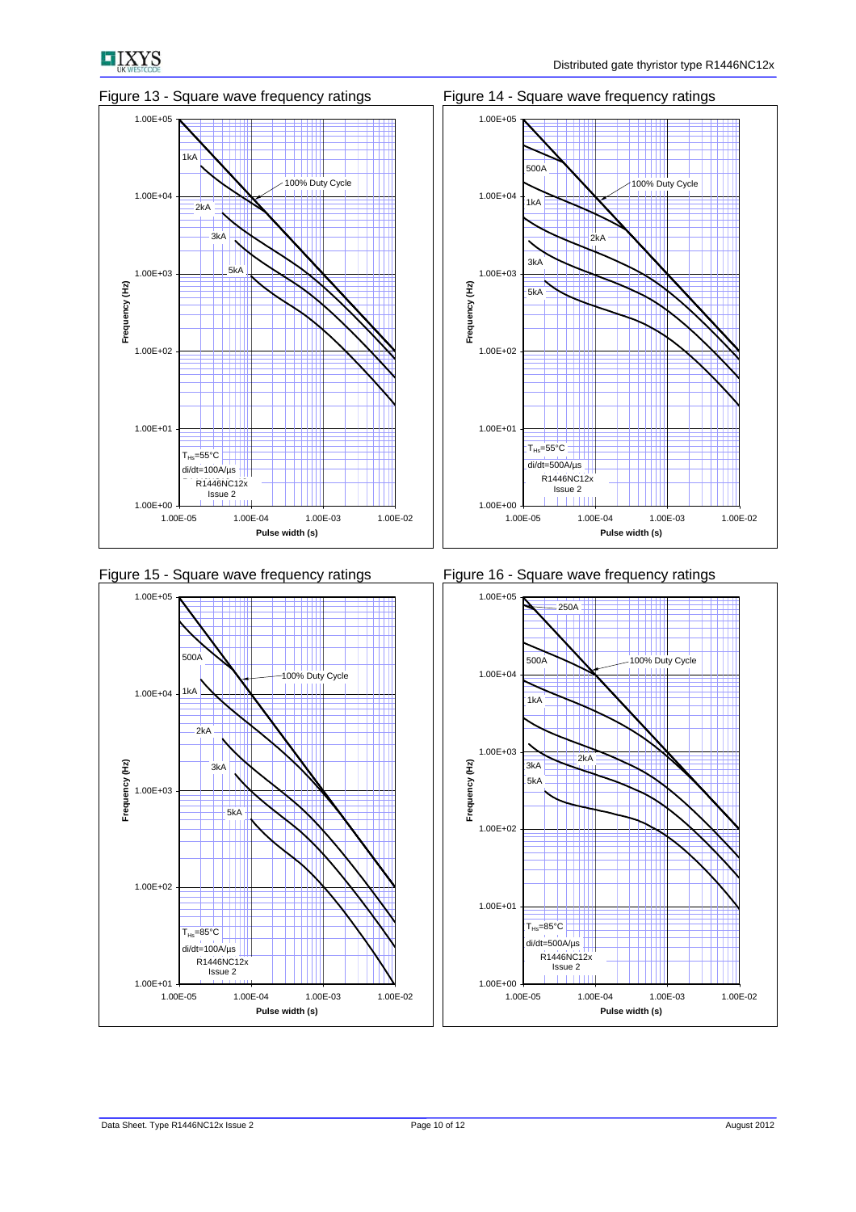Figure 13 - Square wave frequency ratings

Figure 14 - Square wave frequency ratings

Figure 15 - Square wave frequency ratings

Figure 16 - Square wave frequency ratings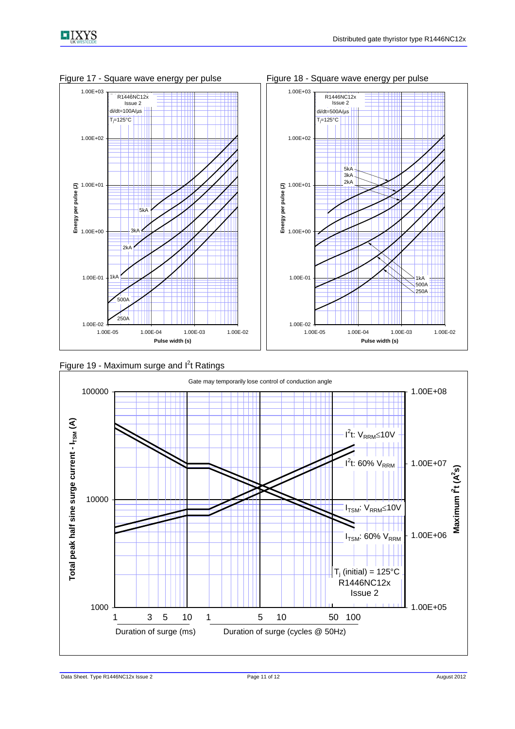Figure 17 - Square wave energy per pulse

Figure 18 - Square wave energy per pulse

Figure 19 - Maximum surge and $I^2t$ Ratings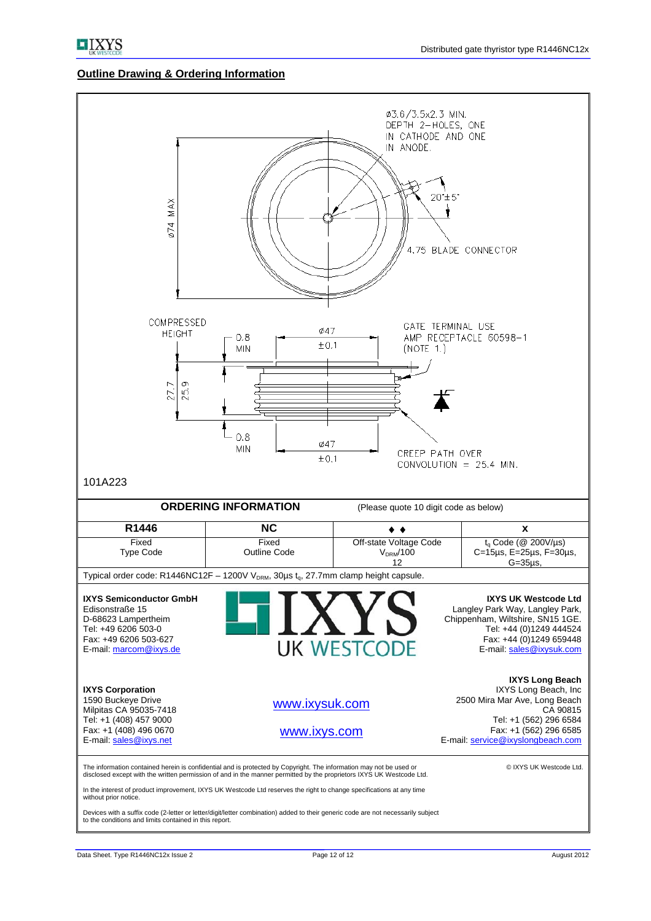## Outline Drawing & Ordering Information

Ø3.6/3.5x2.3 MIN.
DEPTH 2–HOLES, ONE
IN CATHODE AND ONE
IN ANODE.

Ø74 MAX

20°±5°

4.75 BLADE CONNECTOR

COMPRESSED
HEIGHT

0.8
MIN

Ø47
±0.1

GATE TERMINAL USE
AMP RECEPTACLE 60598–1
(NOTE 1.)

27.7
25.9

0.8
MIN

Ø47
±0.1

CREEP PATH OVER
CONVOLUTION = 25.4 MIN.

101A223

| ORDERING INFORMATION | | (Please quote 10 digit code as below) | |
|---|---|---|---|
| **R1446** | **NC** | **◆ ◆** | **X** |
| Fixed Type Code | Fixed Outline Code | Off-state Voltage Code $V_{DRM}$/100 12 | $t_q$ Code (@ 200V/µs) C=15µs, E=25µs, F=30µs, G=35µs, |

Typical order code: R1446NC12F – 1200V $V_{DRM}$, 30µs $t_q$, 27.7mm clamp height capsule.

**IXYS Semiconductor GmbH**
Edisonstraße 15
D-68623 Lampertheim
Tel: +49 6206 503-0
Fax: +49 6206 503-627
E-mail: marcom@ixys.de

**IXYS UK Westcode Ltd**
Langley Park Way, Langley Park,
Chippenham, Wiltshire, SN15 1GE.
Tel: +44 (0)1249 444524
Fax: +44 (0)1249 659448
E-mail: sales@ixysuk.com

**IXYS Corporation**
1590 Buckeye Drive
Milpitas CA 95035-7418
Tel: +1 (408) 457 9000
Fax: +1 (408) 496 0670
E-mail: sales@ixys.net

www.ixysuk.com

www.ixys.com

**IXYS Long Beach**
IXYS Long Beach, Inc
2500 Mira Mar Ave, Long Beach
CA 90815
Tel: +1 (562) 296 6584
Fax: +1 (562) 296 6585
E-mail: service@ixyslongbeach.com

The information contained herein is confidential and is protected by Copyright. The information may not be used or disclosed except with the written permission of and in the manner permitted by the proprietors IXYS UK Westcode Ltd.

© IXYS UK Westcode Ltd.

In the interest of product improvement, IXYS UK Westcode Ltd reserves the right to change specifications at any time without prior notice.

Devices with a suffix code (2-letter or letter/digit/letter combination) added to their generic code are not necessarily subject to the conditions and limits contained in this report.